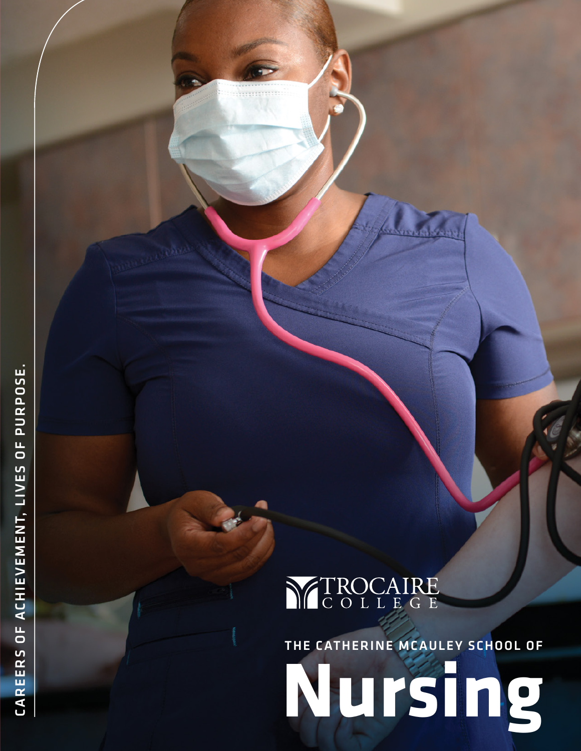CAREERS OF ACHIEVEMENT, LIVES OF PURPOSE.

TROCAIRE COLLEGE

THE CATHERINE MCAULEY SCHOOL OF

# Nursing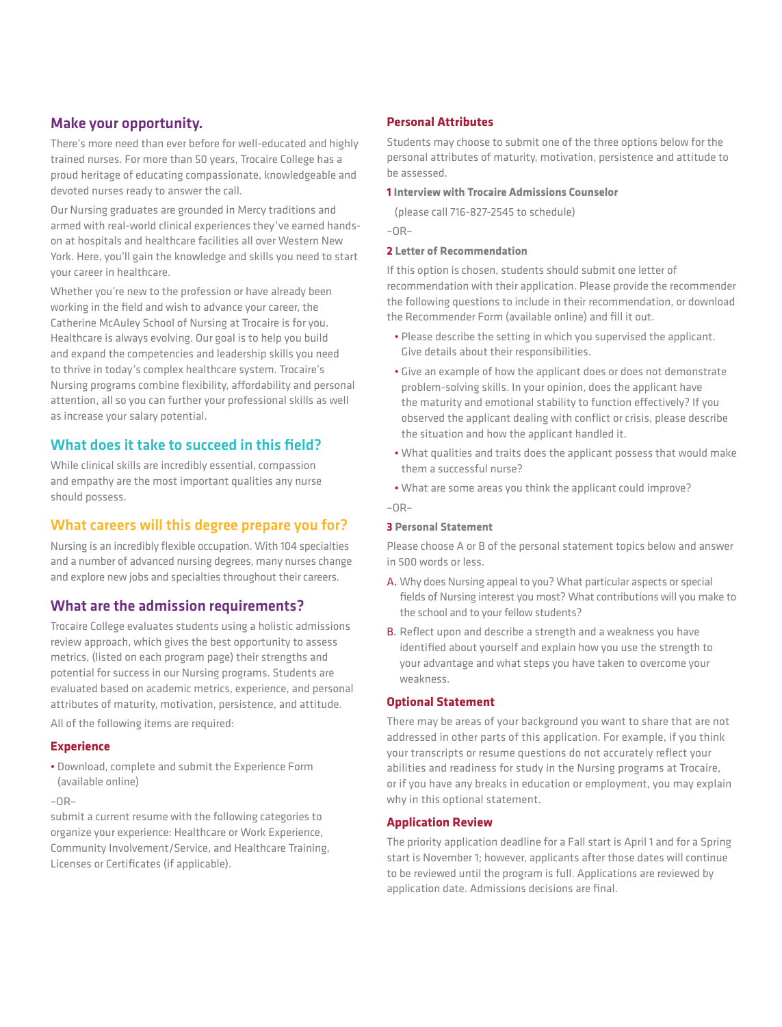## Make your opportunity.

There's more need than ever before for well-educated and highly trained nurses. For more than 50 years, Trocaire College has a proud heritage of educating compassionate, knowledgeable and devoted nurses ready to answer the call.

Our Nursing graduates are grounded in Mercy traditions and armed with real-world clinical experiences they've earned hands-on at hospitals and healthcare facilities all over Western New York. Here, you'll gain the knowledge and skills you need to start your career in healthcare.

Whether you're new to the profession or have already been working in the field and wish to advance your career, the Catherine McAuley School of Nursing at Trocaire is for you. Healthcare is always evolving. Our goal is to help you build and expand the competencies and leadership skills you need to thrive in today's complex healthcare system. Trocaire's Nursing programs combine flexibility, affordability and personal attention, all so you can further your professional skills as well as increase your salary potential.

## What does it take to succeed in this field?

While clinical skills are incredibly essential, compassion and empathy are the most important qualities any nurse should possess.

## What careers will this degree prepare you for?

Nursing is an incredibly flexible occupation. With 104 specialties and a number of advanced nursing degrees, many nurses change and explore new jobs and specialties throughout their careers.

## What are the admission requirements?

Trocaire College evaluates students using a holistic admissions review approach, which gives the best opportunity to assess metrics, (listed on each program page) their strengths and potential for success in our Nursing programs. Students are evaluated based on academic metrics, experience, and personal attributes of maturity, motivation, persistence, and attitude.

All of the following items are required:

### Experience

- Download, complete and submit the Experience Form (available online)

–OR–

submit a current resume with the following categories to organize your experience: Healthcare or Work Experience, Community Involvement/Service, and Healthcare Training, Licenses or Certificates (if applicable).

### Personal Attributes

Students may choose to submit one of the three options below for the personal attributes of maturity, motivation, persistence and attitude to be assessed.

**1 Interview with Trocaire Admissions Counselor**

(please call 716-827-2545 to schedule)

–OR–

**2 Letter of Recommendation**

If this option is chosen, students should submit one letter of recommendation with their application. Please provide the recommender the following questions to include in their recommendation, or download the Recommender Form (available online) and fill it out.

- Please describe the setting in which you supervised the applicant. Give details about their responsibilities.
- Give an example of how the applicant does or does not demonstrate problem-solving skills. In your opinion, does the applicant have the maturity and emotional stability to function effectively? If you observed the applicant dealing with conflict or crisis, please describe the situation and how the applicant handled it.
- What qualities and traits does the applicant possess that would make them a successful nurse?
- What are some areas you think the applicant could improve?

–OR–

**3 Personal Statement**

Please choose A or B of the personal statement topics below and answer in 500 words or less.

A. Why does Nursing appeal to you? What particular aspects or special fields of Nursing interest you most? What contributions will you make to the school and to your fellow students?

B. Reflect upon and describe a strength and a weakness you have identified about yourself and explain how you use the strength to your advantage and what steps you have taken to overcome your weakness.

### Optional Statement

There may be areas of your background you want to share that are not addressed in other parts of this application. For example, if you think your transcripts or resume questions do not accurately reflect your abilities and readiness for study in the Nursing programs at Trocaire, or if you have any breaks in education or employment, you may explain why in this optional statement.

### Application Review

The priority application deadline for a Fall start is April 1 and for a Spring start is November 1; however, applicants after those dates will continue to be reviewed until the program is full. Applications are reviewed by application date. Admissions decisions are final.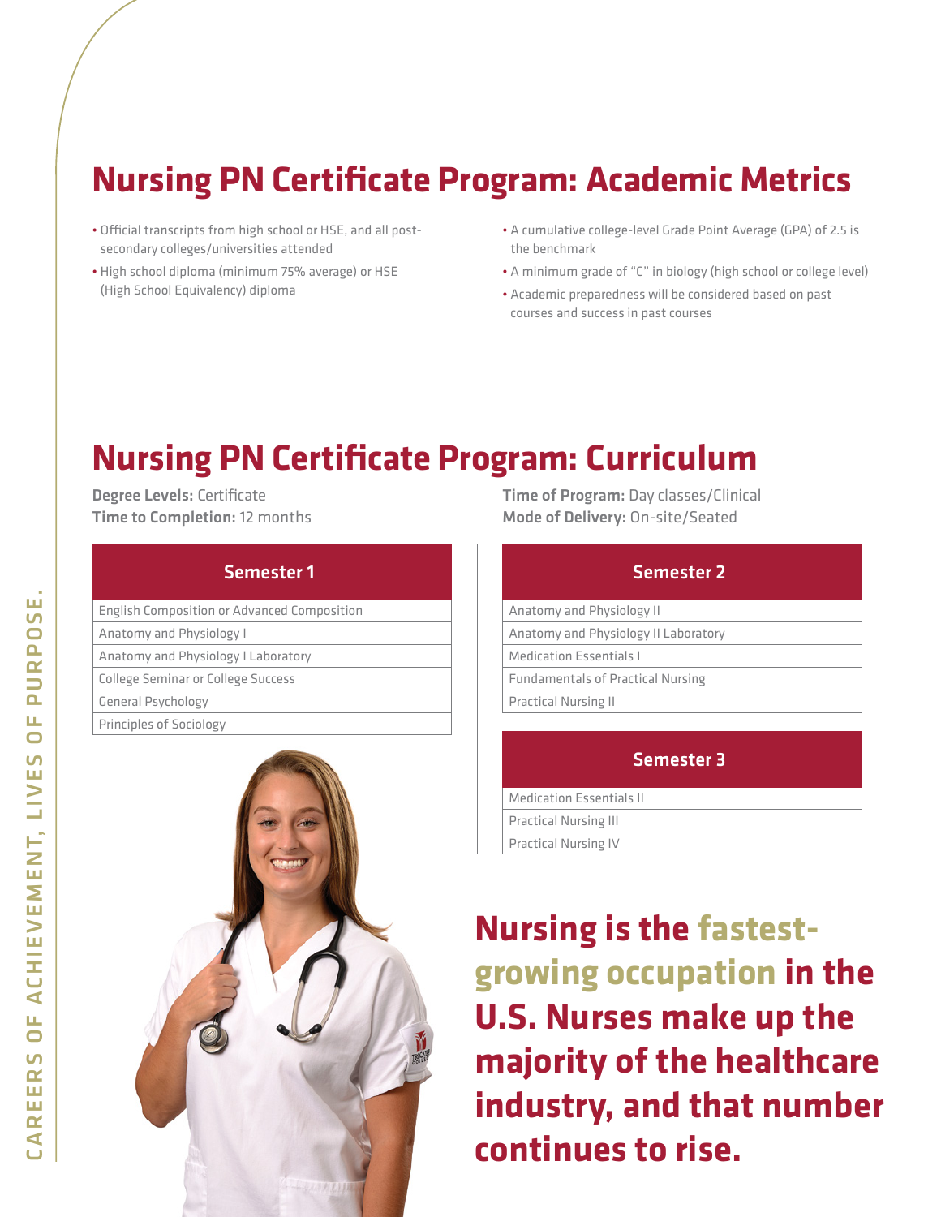# Nursing PN Certificate Program: Academic Metrics

- Official transcripts from high school or HSE, and all post-secondary colleges/universities attended
- High school diploma (minimum 75% average) or HSE (High School Equivalency) diploma
- A cumulative college-level Grade Point Average (GPA) of 2.5 is the benchmark
- A minimum grade of "C" in biology (high school or college level)
- Academic preparedness will be considered based on past courses and success in past courses

# Nursing PN Certificate Program: Curriculum

**Degree Levels:** Certificate
**Time to Completion:** 12 months
**Time of Program:** Day classes/Clinical
**Mode of Delivery:** On-site/Seated

| Semester 1 |
| --- |
| English Composition or Advanced Composition |
| Anatomy and Physiology I |
| Anatomy and Physiology I Laboratory |
| College Seminar or College Success |
| General Psychology |
| Principles of Sociology |

| Semester 2 |
| --- |
| Anatomy and Physiology II |
| Anatomy and Physiology II Laboratory |
| Medication Essentials I |
| Fundamentals of Practical Nursing |
| Practical Nursing II |

| Semester 3 |
| --- |
| Medication Essentials II |
| Practical Nursing III |
| Practical Nursing IV |

**Nursing is the fastest-growing occupation in the U.S. Nurses make up the majority of the healthcare industry, and that number continues to rise.**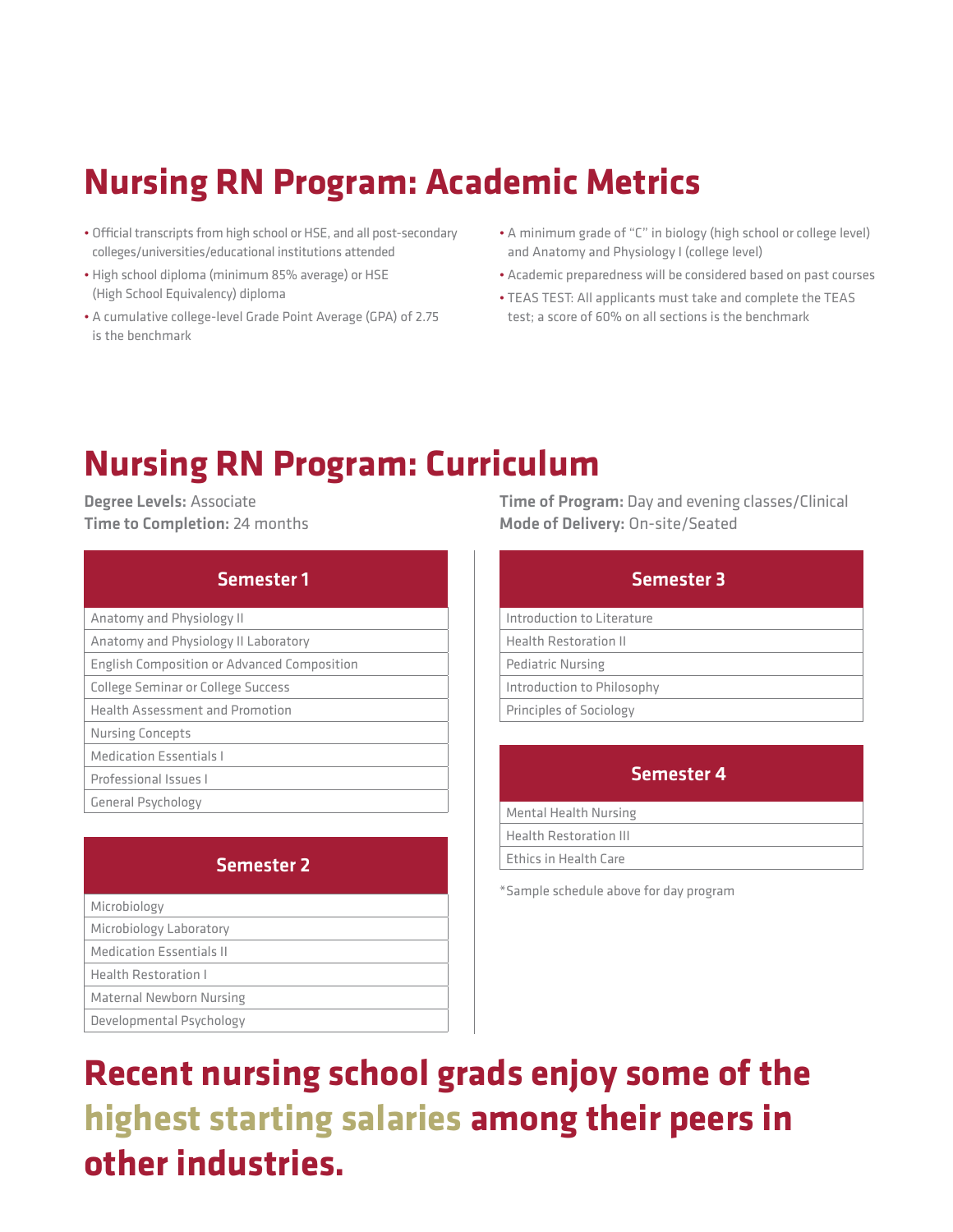# Nursing RN Program: Academic Metrics

- Official transcripts from high school or HSE, and all post-secondary colleges/universities/educational institutions attended
- High school diploma (minimum 85% average) or HSE (High School Equivalency) diploma
- A cumulative college-level Grade Point Average (GPA) of 2.75 is the benchmark
- A minimum grade of "C" in biology (high school or college level) and Anatomy and Physiology I (college level)
- Academic preparedness will be considered based on past courses
- TEAS TEST: All applicants must take and complete the TEAS test; a score of 60% on all sections is the benchmark

# Nursing RN Program: Curriculum

**Degree Levels:** Associate
**Time to Completion:** 24 months
**Time of Program:** Day and evening classes/Clinical
**Mode of Delivery:** On-site/Seated

| Semester 1 |
|---|
| Anatomy and Physiology II |
| Anatomy and Physiology II Laboratory |
| English Composition or Advanced Composition |
| College Seminar or College Success |
| Health Assessment and Promotion |
| Nursing Concepts |
| Medication Essentials I |
| Professional Issues I |
| General Psychology |

| Semester 2 |
|---|
| Microbiology |
| Microbiology Laboratory |
| Medication Essentials II |
| Health Restoration I |
| Maternal Newborn Nursing |
| Developmental Psychology |

| Semester 3 |
|---|
| Introduction to Literature |
| Health Restoration II |
| Pediatric Nursing |
| Introduction to Philosophy |
| Principles of Sociology |

| Semester 4 |
|---|
| Mental Health Nursing |
| Health Restoration III |
| Ethics in Health Care |

*Sample schedule above for day program

## Recent nursing school grads enjoy some of the highest starting salaries among their peers in other industries.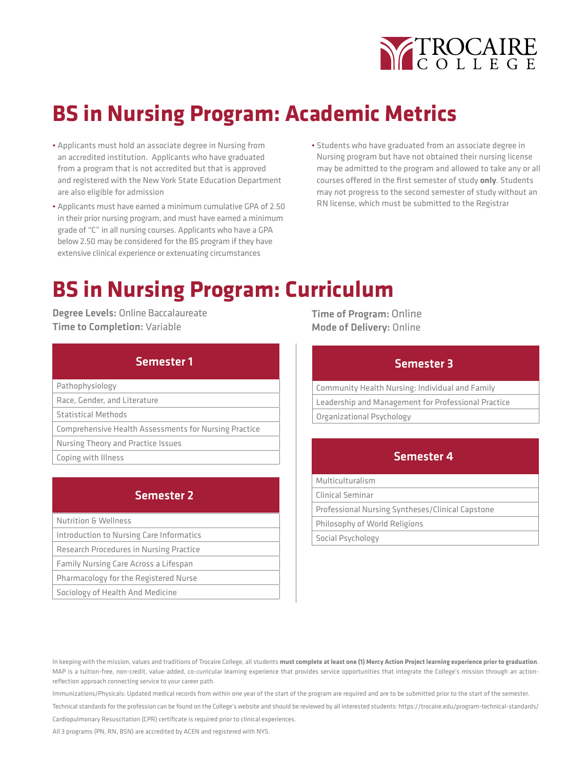# BS in Nursing Program: Academic Metrics

- Applicants must hold an associate degree in Nursing from an accredited institution. Applicants who have graduated from a program that is not accredited but that is approved and registered with the New York State Education Department are also eligible for admission
- Applicants must have earned a minimum cumulative GPA of 2.50 in their prior nursing program, and must have earned a minimum grade of "C" in all nursing courses. Applicants who have a GPA below 2.50 may be considered for the BS program if they have extensive clinical experience or extenuating circumstances
- Students who have graduated from an associate degree in Nursing program but have not obtained their nursing license may be admitted to the program and allowed to take any or all courses offered in the first semester of study **only**. Students may not progress to the second semester of study without an RN license, which must be submitted to the Registrar

# BS in Nursing Program: Curriculum

**Degree Levels:** Online Baccalaureate
**Time to Completion:** Variable
**Time of Program:** Online
**Mode of Delivery:** Online

| Semester 1 |
|---|
| Pathophysiology |
| Race, Gender, and Literature |
| Statistical Methods |
| Comprehensive Health Assessments for Nursing Practice |
| Nursing Theory and Practice Issues |
| Coping with Illness |

| Semester 2 |
|---|
| Nutrition & Wellness |
| Introduction to Nursing Care Informatics |
| Research Procedures in Nursing Practice |
| Family Nursing Care Across a Lifespan |
| Pharmacology for the Registered Nurse |
| Sociology of Health And Medicine |

| Semester 3 |
|---|
| Community Health Nursing: Individual and Family |
| Leadership and Management for Professional Practice |
| Organizational Psychology |

| Semester 4 |
|---|
| Multiculturalism |
| Clinical Seminar |
| Professional Nursing Syntheses/Clinical Capstone |
| Philosophy of World Religions |
| Social Psychology |

In keeping with the mission, values and traditions of Trocaire College, all students **must complete at least one (1) Mercy Action Project learning experience prior to graduation**. MAP is a tuition-free, non-credit, value-added, co-curricular learning experience that provides service opportunities that integrate the College's mission through an action-reflection approach connecting service to your career path.

Immunizations/Physicals: Updated medical records from within one year of the start of the program are required and are to be submitted prior to the start of the semester.

Technical standards for the profession can be found on the College's website and should be reviewed by all interested students: https://trocaire.edu/program-technical-standards/

Cardiopulmonary Resuscitation (CPR) certificate is required prior to clinical experiences.

All 3 programs (PN, RN, BSN) are accredited by ACEN and registered with NYS.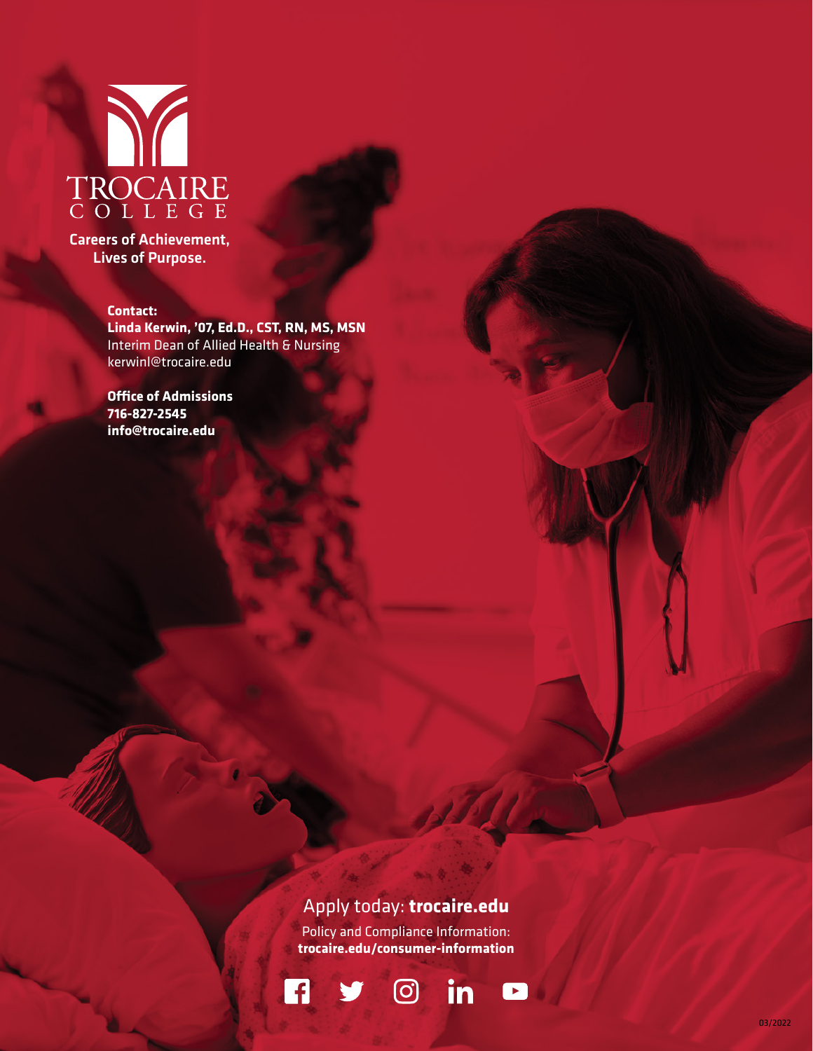TROCAIRE
COLLEGE

**Careers of Achievement, Lives of Purpose.**

**Contact:**
**Linda Kerwin, '07, Ed.D., CST, RN, MS, MSN**
Interim Dean of Allied Health & Nursing
kerwinl@trocaire.edu

**Office of Admissions**
**716-827-2545**
**info@trocaire.edu**

Apply today: **trocaire.edu**

Policy and Compliance Information:
**trocaire.edu/consumer-information**

03/2022